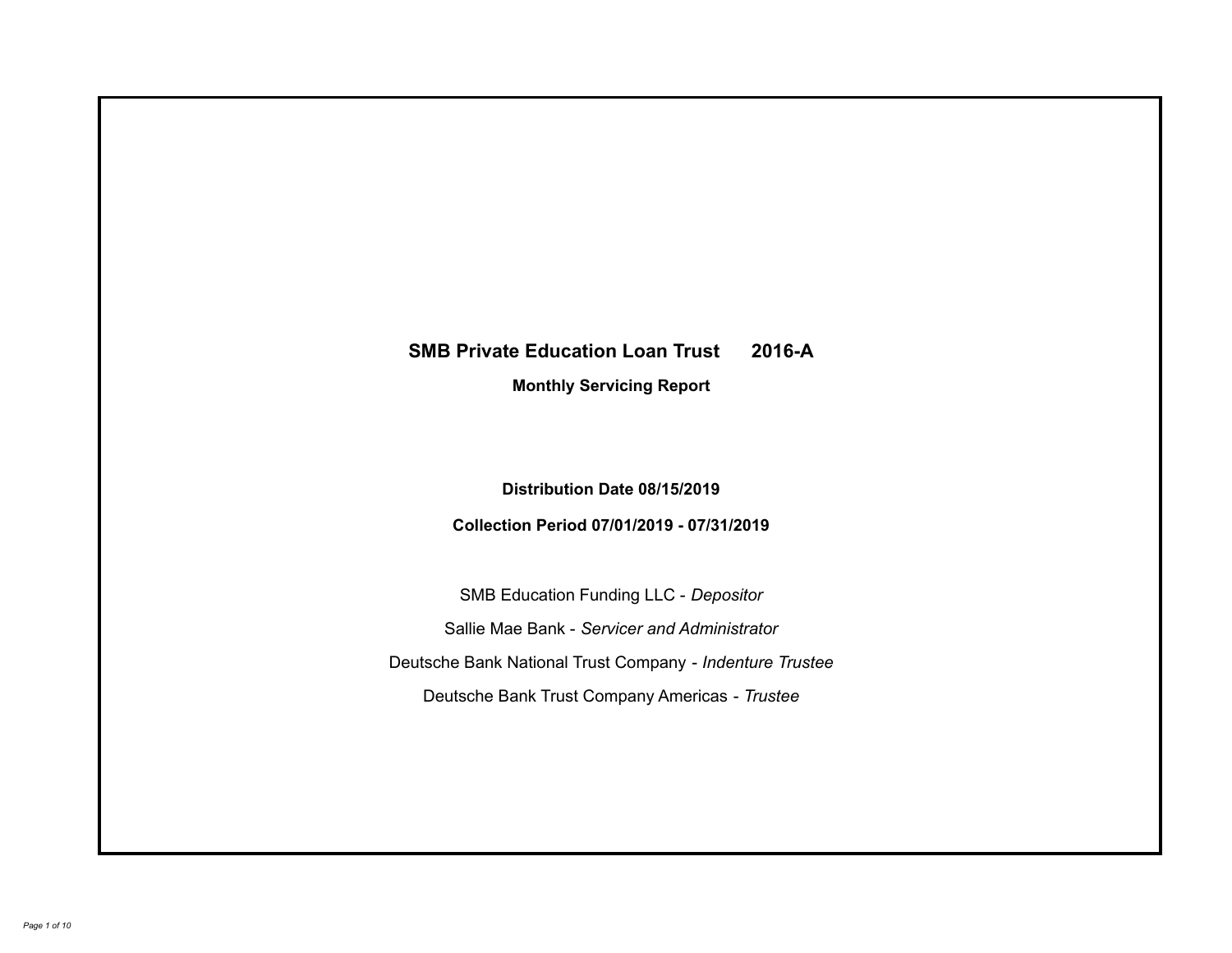# SMB Private Education Loan Trust 2016-A

## Monthly Servicing Report

**Distribution Date 08/15/2019**

**Collection Period 07/01/2019 - 07/31/2019**

SMB Education Funding LLC - *Depositor*

Sallie Mae Bank - *Servicer and Administrator*

Deutsche Bank National Trust Company - *Indenture Trustee*

Deutsche Bank Trust Company Americas - *Trustee*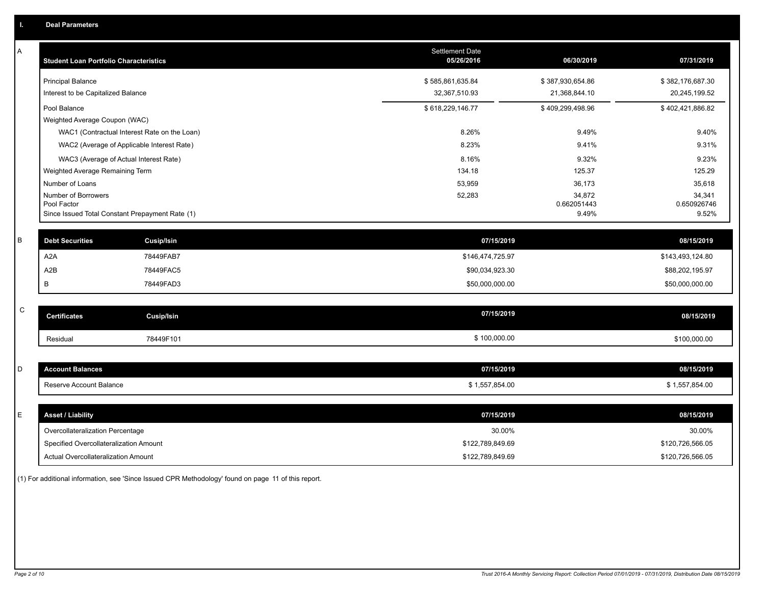## I. Deal Parameters

### A

| Student Loan Portfolio Characteristics | Settlement Date 05/26/2016 | 06/30/2019 | 07/31/2019 |
|---|---|---|---|
| Principal Balance | $ 585,861,635.84 | $ 387,930,654.86 | $ 382,176,687.30 |
| Interest to be Capitalized Balance | 32,367,510.93 | 21,368,844.10 | 20,245,199.52 |
| Pool Balance | $ 618,229,146.77 | $ 409,299,498.96 | $ 402,421,886.82 |
| Weighted Average Coupon (WAC) | | | |
| WAC1 (Contractual Interest Rate on the Loan) | 8.26% | 9.49% | 9.40% |
| WAC2 (Average of Applicable Interest Rate) | 8.23% | 9.41% | 9.31% |
| WAC3 (Average of Actual Interest Rate) | 8.16% | 9.32% | 9.23% |
| Weighted Average Remaining Term | 134.18 | 125.37 | 125.29 |
| Number of Loans | 53,959 | 36,173 | 35,618 |
| Number of Borrowers | 52,283 | 34,872 | 34,341 |
| Pool Factor | | 0.662051443 | 0.650926746 |
| Since Issued Total Constant Prepayment Rate (1) | | 9.49% | 9.52% |

### B

| Debt Securities | Cusip/Isin | 07/15/2019 | 08/15/2019 |
|---|---|---|---|
| A2A | 78449FAB7 | $146,474,725.97 | $143,493,124.80 |
| A2B | 78449FAC5 | $90,034,923.30 | $88,202,195.97 |
| B | 78449FAD3 | $50,000,000.00 | $50,000,000.00 |

### C

| Certificates | Cusip/Isin | 07/15/2019 | 08/15/2019 |
|---|---|---|---|
| Residual | 78449F101 | $ 100,000.00 | $100,000.00 |

### D

| Account Balances | 07/15/2019 | 08/15/2019 |
|---|---|---|
| Reserve Account Balance | $ 1,557,854.00 | $ 1,557,854.00 |

### E

| Asset / Liability | 07/15/2019 | 08/15/2019 |
|---|---|---|
| Overcollateralization Percentage | 30.00% | 30.00% |
| Specified Overcollateralization Amount | $122,789,849.69 | $120,726,566.05 |
| Actual Overcollateralization Amount | $122,789,849.69 | $120,726,566.05 |

(1) For additional information, see 'Since Issued CPR Methodology' found on page 11 of this report.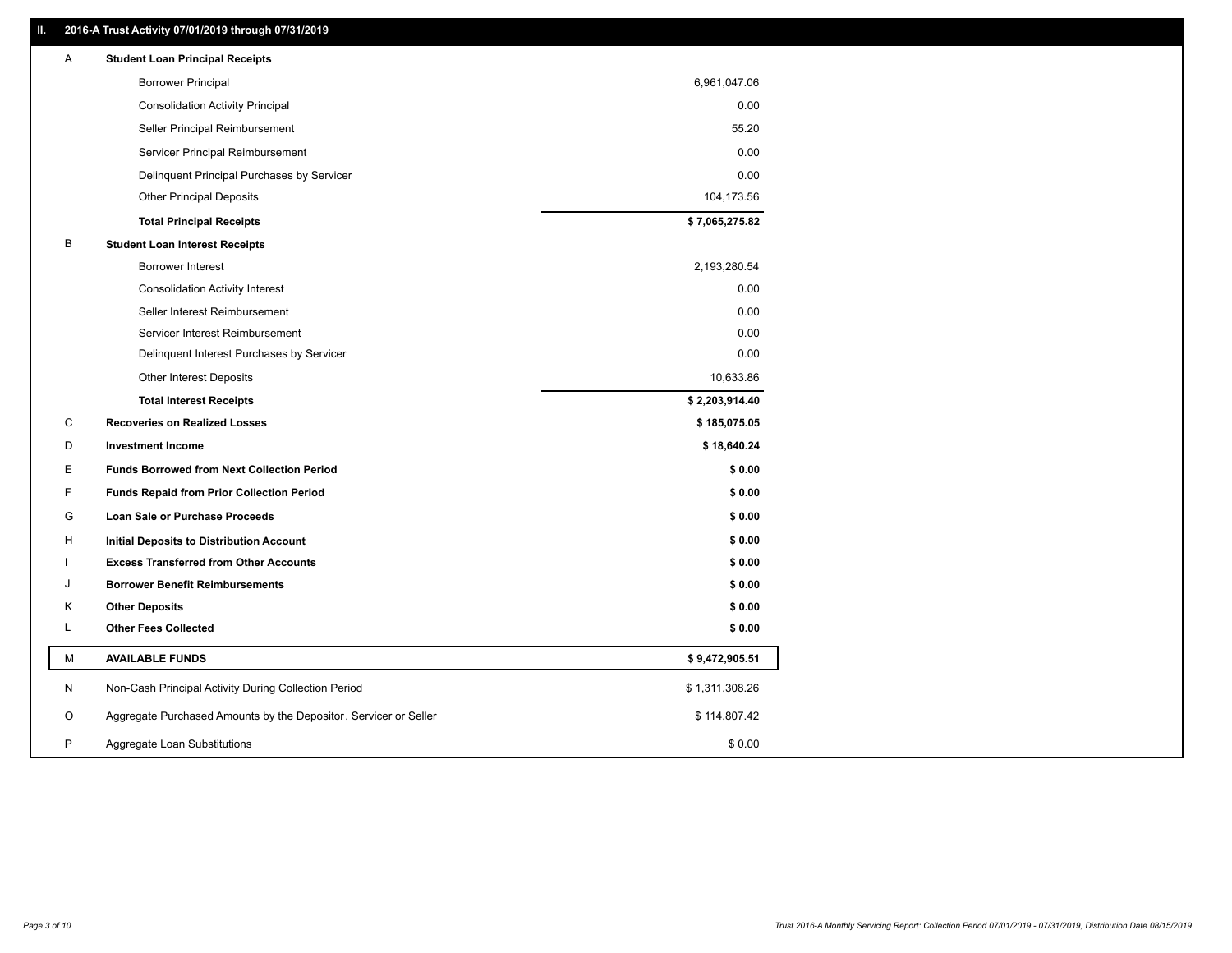## II. 2016-A Trust Activity 07/01/2019 through 07/31/2019

| | | |
|---|---|---|
| A | **Student Loan Principal Receipts** | |
| | Borrower Principal | 6,961,047.06 |
| | Consolidation Activity Principal | 0.00 |
| | Seller Principal Reimbursement | 55.20 |
| | Servicer Principal Reimbursement | 0.00 |
| | Delinquent Principal Purchases by Servicer | 0.00 |
| | Other Principal Deposits | 104,173.56 |
| | **Total Principal Receipts** | **$ 7,065,275.82** |
| B | **Student Loan Interest Receipts** | |
| | Borrower Interest | 2,193,280.54 |
| | Consolidation Activity Interest | 0.00 |
| | Seller Interest Reimbursement | 0.00 |
| | Servicer Interest Reimbursement | 0.00 |
| | Delinquent Interest Purchases by Servicer | 0.00 |
| | Other Interest Deposits | 10,633.86 |
| | **Total Interest Receipts** | **$ 2,203,914.40** |
| C | **Recoveries on Realized Losses** | **$ 185,075.05** |
| D | **Investment Income** | **$ 18,640.24** |
| E | **Funds Borrowed from Next Collection Period** | **$ 0.00** |
| F | **Funds Repaid from Prior Collection Period** | **$ 0.00** |
| G | **Loan Sale or Purchase Proceeds** | **$ 0.00** |
| H | **Initial Deposits to Distribution Account** | **$ 0.00** |
| I | **Excess Transferred from Other Accounts** | **$ 0.00** |
| J | **Borrower Benefit Reimbursements** | **$ 0.00** |
| K | **Other Deposits** | **$ 0.00** |
| L | **Other Fees Collected** | **$ 0.00** |
| M | **AVAILABLE FUNDS** | **$ 9,472,905.51** |
| N | Non-Cash Principal Activity During Collection Period | $ 1,311,308.26 |
| O | Aggregate Purchased Amounts by the Depositor, Servicer or Seller | $ 114,807.42 |
| P | Aggregate Loan Substitutions | $ 0.00 |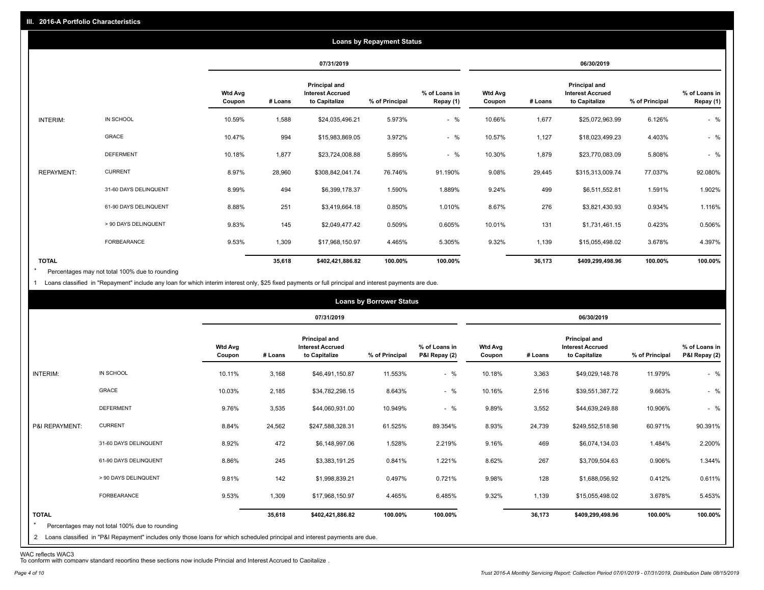## III. 2016-A Portfolio Characteristics

### Loans by Repayment Status

| | | 07/31/2019 | | | | | 06/30/2019 | | | | |
|---|---|---|---|---|---|---|---|---|---|---|---|
| | | Wtd Avg Coupon | # Loans | Principal and Interest Accrued to Capitalize | % of Principal | % of Loans in Repay (1) | Wtd Avg Coupon | # Loans | Principal and Interest Accrued to Capitalize | % of Principal | % of Loans in Repay (1) |
| INTERIM: | IN SCHOOL | 10.59% | 1,588 | $24,035,496.21 | 5.973% | - % | 10.66% | 1,677 | $25,072,963.99 | 6.126% | - % |
| | GRACE | 10.47% | 994 | $15,983,869.05 | 3.972% | - % | 10.57% | 1,127 | $18,023,499.23 | 4.403% | - % |
| | DEFERMENT | 10.18% | 1,877 | $23,724,008.88 | 5.895% | - % | 10.30% | 1,879 | $23,770,083.09 | 5.808% | - % |
| REPAYMENT: | CURRENT | 8.97% | 28,960 | $308,842,041.74 | 76.746% | 91.190% | 9.08% | 29,445 | $315,313,009.74 | 77.037% | 92.080% |
| | 31-60 DAYS DELINQUENT | 8.99% | 494 | $6,399,178.37 | 1.590% | 1.889% | 9.24% | 499 | $6,511,552.81 | 1.591% | 1.902% |
| | 61-90 DAYS DELINQUENT | 8.88% | 251 | $3,419,664.18 | 0.850% | 1.010% | 8.67% | 276 | $3,821,430.93 | 0.934% | 1.116% |
| | > 90 DAYS DELINQUENT | 9.83% | 145 | $2,049,477.42 | 0.509% | 0.605% | 10.01% | 131 | $1,731,461.15 | 0.423% | 0.506% |
| | FORBEARANCE | 9.53% | 1,309 | $17,968,150.97 | 4.465% | 5.305% | 9.32% | 1,139 | $15,055,498.02 | 3.678% | 4.397% |
| TOTAL | | | 35,618 | $402,421,886.82 | 100.00% | 100.00% | | 36,173 | $409,299,498.96 | 100.00% | 100.00% |

\* Percentages may not total 100% due to rounding

1 Loans classified in "Repayment" include any loan for which interim interest only, $25 fixed payments or full principal and interest payments are due.

### Loans by Borrower Status

| | | 07/31/2019 | | | | | 06/30/2019 | | | | |
|---|---|---|---|---|---|---|---|---|---|---|---|
| | | Wtd Avg Coupon | # Loans | Principal and Interest Accrued to Capitalize | % of Principal | % of Loans in P&I Repay (2) | Wtd Avg Coupon | # Loans | Principal and Interest Accrued to Capitalize | % of Principal | % of Loans in P&I Repay (2) |
| INTERIM: | IN SCHOOL | 10.11% | 3,168 | $46,491,150.87 | 11.553% | - % | 10.18% | 3,363 | $49,029,148.78 | 11.979% | - % |
| | GRACE | 10.03% | 2,185 | $34,782,298.15 | 8.643% | - % | 10.16% | 2,516 | $39,551,387.72 | 9.663% | - % |
| | DEFERMENT | 9.76% | 3,535 | $44,060,931.00 | 10.949% | - % | 9.89% | 3,552 | $44,639,249.88 | 10.906% | - % |
| P&I REPAYMENT: | CURRENT | 8.84% | 24,562 | $247,588,328.31 | 61.525% | 89.354% | 8.93% | 24,739 | $249,552,518.98 | 60.971% | 90.391% |
| | 31-60 DAYS DELINQUENT | 8.92% | 472 | $6,148,997.06 | 1.528% | 2.219% | 9.16% | 469 | $6,074,134.03 | 1.484% | 2.200% |
| | 61-90 DAYS DELINQUENT | 8.86% | 245 | $3,383,191.25 | 0.841% | 1.221% | 8.62% | 267 | $3,709,504.63 | 0.906% | 1.344% |
| | > 90 DAYS DELINQUENT | 9.81% | 142 | $1,998,839.21 | 0.497% | 0.721% | 9.98% | 128 | $1,688,056.92 | 0.412% | 0.611% |
| | FORBEARANCE | 9.53% | 1,309 | $17,968,150.97 | 4.465% | 6.485% | 9.32% | 1,139 | $15,055,498.02 | 3.678% | 5.453% |
| TOTAL | | | 35,618 | $402,421,886.82 | 100.00% | 100.00% | | 36,173 | $409,299,498.96 | 100.00% | 100.00% |

\* Percentages may not total 100% due to rounding

2 Loans classified in "P&I Repayment" includes only those loans for which scheduled principal and interest payments are due.

WAC reflects WAC3

To conform with company standard reporting these sections now include Princial and Interest Accrued to Capitalize .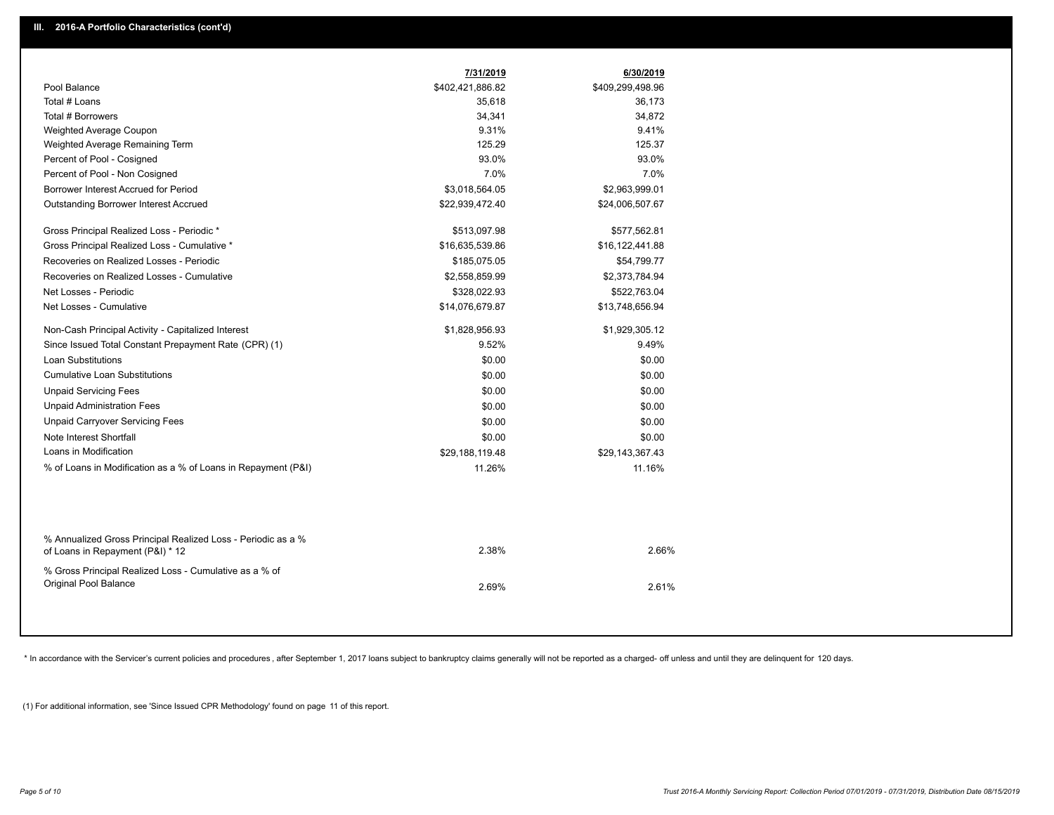## III. 2016-A Portfolio Characteristics (cont'd)

| | 7/31/2019 | 6/30/2019 |
|---|---|---|
| Pool Balance | $402,421,886.82 | $409,299,498.96 |
| Total # Loans | 35,618 | 36,173 |
| Total # Borrowers | 34,341 | 34,872 |
| Weighted Average Coupon | 9.31% | 9.41% |
| Weighted Average Remaining Term | 125.29 | 125.37 |
| Percent of Pool - Cosigned | 93.0% | 93.0% |
| Percent of Pool - Non Cosigned | 7.0% | 7.0% |
| Borrower Interest Accrued for Period | $3,018,564.05 | $2,963,999.01 |
| Outstanding Borrower Interest Accrued | $22,939,472.40 | $24,006,507.67 |
| Gross Principal Realized Loss - Periodic * | $513,097.98 | $577,562.81 |
| Gross Principal Realized Loss - Cumulative * | $16,635,539.86 | $16,122,441.88 |
| Recoveries on Realized Losses - Periodic | $185,075.05 | $54,799.77 |
| Recoveries on Realized Losses - Cumulative | $2,558,859.99 | $2,373,784.94 |
| Net Losses - Periodic | $328,022.93 | $522,763.04 |
| Net Losses - Cumulative | $14,076,679.87 | $13,748,656.94 |
| Non-Cash Principal Activity - Capitalized Interest | $1,828,956.93 | $1,929,305.12 |
| Since Issued Total Constant Prepayment Rate (CPR) (1) | 9.52% | 9.49% |
| Loan Substitutions | $0.00 | $0.00 |
| Cumulative Loan Substitutions | $0.00 | $0.00 |
| Unpaid Servicing Fees | $0.00 | $0.00 |
| Unpaid Administration Fees | $0.00 | $0.00 |
| Unpaid Carryover Servicing Fees | $0.00 | $0.00 |
| Note Interest Shortfall | $0.00 | $0.00 |
| Loans in Modification | $29,188,119.48 | $29,143,367.43 |
| % of Loans in Modification as a % of Loans in Repayment (P&I) | 11.26% | 11.16% |
| % Annualized Gross Principal Realized Loss - Periodic as a % of Loans in Repayment (P&I) * 12 | 2.38% | 2.66% |
| % Gross Principal Realized Loss - Cumulative as a % of Original Pool Balance | 2.69% | 2.61% |

* In accordance with the Servicer's current policies and procedures, after September 1, 2017 loans subject to bankruptcy claims generally will not be reported as a charged- off unless and until they are delinquent for 120 days.

(1) For additional information, see 'Since Issued CPR Methodology' found on page 11 of this report.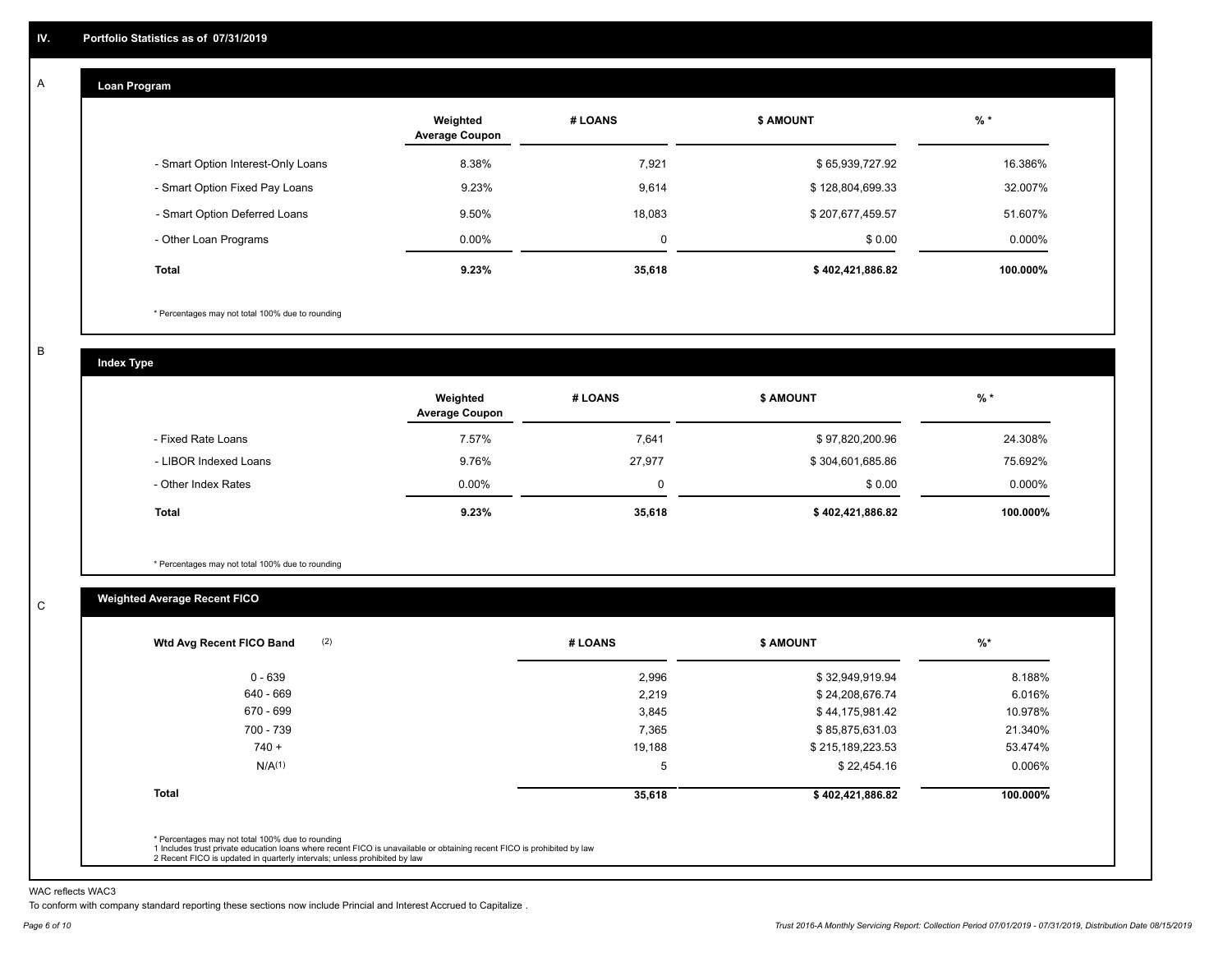## IV. Portfolio Statistics as of 07/31/2019

### A Loan Program

| | Weighted Average Coupon | # LOANS | $ AMOUNT | % * |
|---|---|---|---|---|
| - Smart Option Interest-Only Loans | 8.38% | 7,921 | $ 65,939,727.92 | 16.386% |
| - Smart Option Fixed Pay Loans | 9.23% | 9,614 | $ 128,804,699.33 | 32.007% |
| - Smart Option Deferred Loans | 9.50% | 18,083 | $ 207,677,459.57 | 51.607% |
| - Other Loan Programs | 0.00% | 0 | $ 0.00 | 0.000% |
| **Total** | **9.23%** | **35,618** | **$ 402,421,886.82** | **100.000%** |

* Percentages may not total 100% due to rounding

### B Index Type

| | Weighted Average Coupon | # LOANS | $ AMOUNT | % * |
|---|---|---|---|---|
| - Fixed Rate Loans | 7.57% | 7,641 | $ 97,820,200.96 | 24.308% |
| - LIBOR Indexed Loans | 9.76% | 27,977 | $ 304,601,685.86 | 75.692% |
| - Other Index Rates | 0.00% | 0 | $ 0.00 | 0.000% |
| **Total** | **9.23%** | **35,618** | **$ 402,421,886.82** | **100.000%** |

* Percentages may not total 100% due to rounding

### C Weighted Average Recent FICO

| Wtd Avg Recent FICO Band (2) | # LOANS | $ AMOUNT | %* |
|---|---|---|---|
| 0 - 639 | 2,996 | $ 32,949,919.94 | 8.188% |
| 640 - 669 | 2,219 | $ 24,208,676.74 | 6.016% |
| 670 - 699 | 3,845 | $ 44,175,981.42 | 10.978% |
| 700 - 739 | 7,365 | $ 85,875,631.03 | 21.340% |
| 740 + | 19,188 | $ 215,189,223.53 | 53.474% |
| N/A(1) | 5 | $ 22,454.16 | 0.006% |
| **Total** | **35,618** | **$ 402,421,886.82** | **100.000%** |

* Percentages may not total 100% due to rounding
1 Includes trust private education loans where recent FICO is unavailable or obtaining recent FICO is prohibited by law
2 Recent FICO is updated in quarterly intervals; unless prohibited by law

WAC reflects WAC3

To conform with company standard reporting these sections now include Princial and Interest Accrued to Capitalize .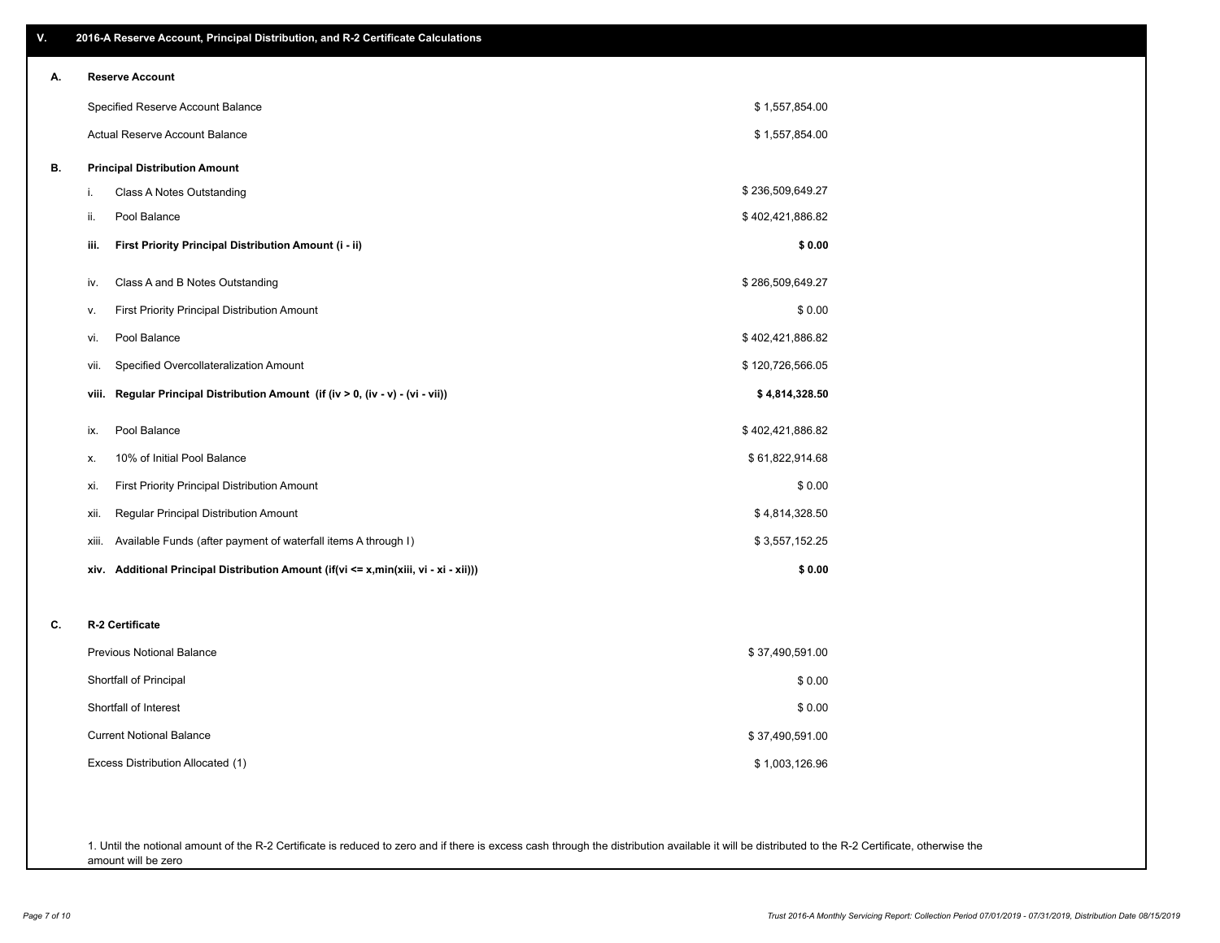## V. 2016-A Reserve Account, Principal Distribution, and R-2 Certificate Calculations

### A. Reserve Account

| | |
|---|---|
| Specified Reserve Account Balance | $ 1,557,854.00 |
| Actual Reserve Account Balance | $ 1,557,854.00 |

### B. Principal Distribution Amount

| | | |
|---|---|---|
| i. | Class A Notes Outstanding | $ 236,509,649.27 |
| ii. | Pool Balance | $ 402,421,886.82 |
| **iii.** | **First Priority Principal Distribution Amount (i - ii)** | **$ 0.00** |
| iv. | Class A and B Notes Outstanding | $ 286,509,649.27 |
| v. | First Priority Principal Distribution Amount | $ 0.00 |
| vi. | Pool Balance | $ 402,421,886.82 |
| vii. | Specified Overcollateralization Amount | $ 120,726,566.05 |
| **viii.** | **Regular Principal Distribution Amount (if (iv > 0, (iv - v) - (vi - vii))** | **$ 4,814,328.50** |
| ix. | Pool Balance | $ 402,421,886.82 |
| x. | 10% of Initial Pool Balance | $ 61,822,914.68 |
| xi. | First Priority Principal Distribution Amount | $ 0.00 |
| xii. | Regular Principal Distribution Amount | $ 4,814,328.50 |
| xiii. | Available Funds (after payment of waterfall items A through I) | $ 3,557,152.25 |
| **xiv.** | **Additional Principal Distribution Amount (if(vi <= x,min(xiii, vi - xi - xii)))** | **$ 0.00** |

### C. R-2 Certificate

| | |
|---|---|
| Previous Notional Balance | $ 37,490,591.00 |
| Shortfall of Principal | $ 0.00 |
| Shortfall of Interest | $ 0.00 |
| Current Notional Balance | $ 37,490,591.00 |
| Excess Distribution Allocated (1) | $ 1,003,126.96 |

1. Until the notional amount of the R-2 Certificate is reduced to zero and if there is excess cash through the distribution available it will be distributed to the R-2 Certificate, otherwise the amount will be zero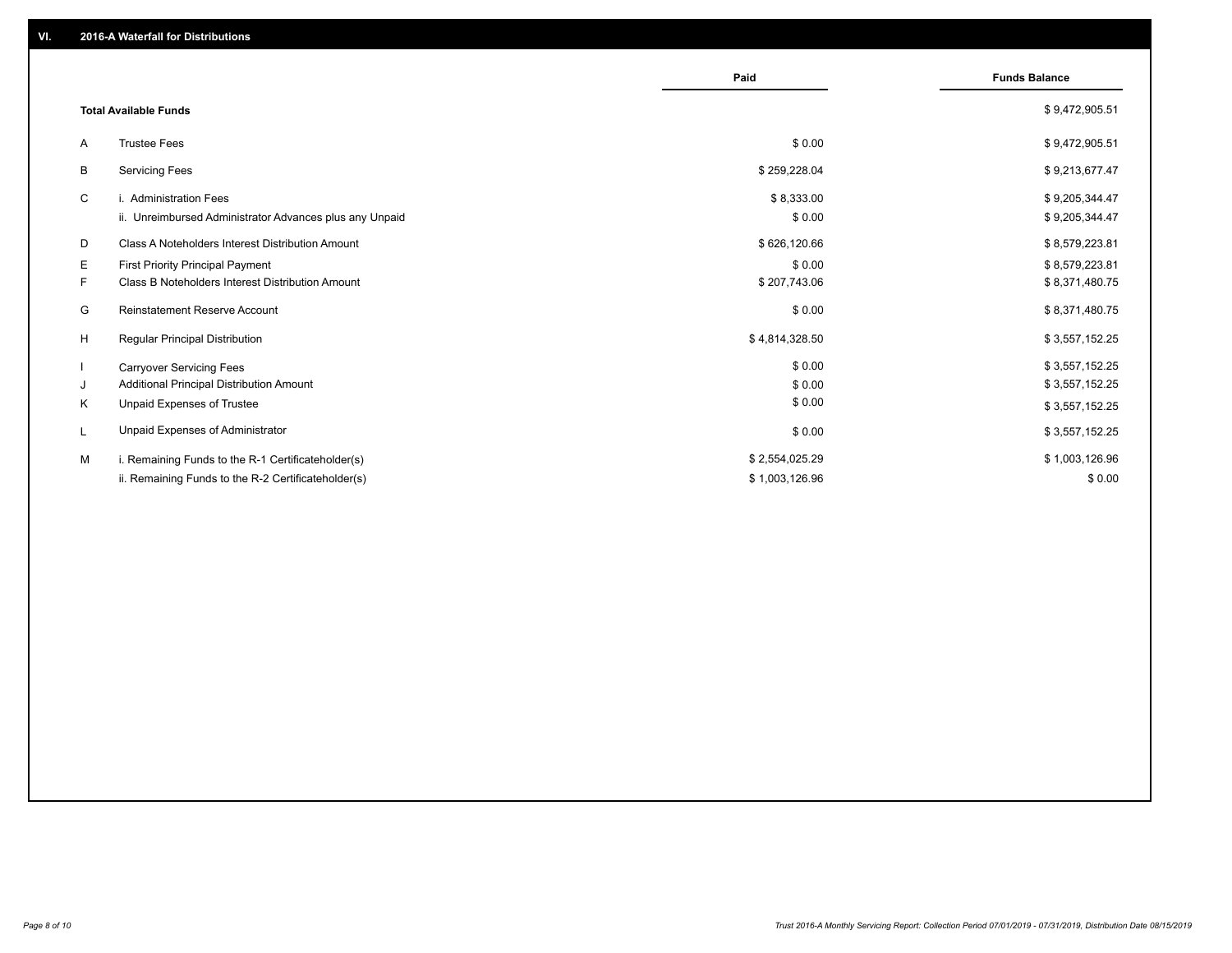## VI. 2016-A Waterfall for Distributions

| | | Paid | Funds Balance |
|---|---|---|---|
| | **Total Available Funds** | | $ 9,472,905.51 |
| A | Trustee Fees | $ 0.00 | $ 9,472,905.51 |
| B | Servicing Fees | $ 259,228.04 | $ 9,213,677.47 |
| C | i. Administration Fees | $ 8,333.00 | $ 9,205,344.47 |
| | ii. Unreimbursed Administrator Advances plus any Unpaid | $ 0.00 | $ 9,205,344.47 |
| D | Class A Noteholders Interest Distribution Amount | $ 626,120.66 | $ 8,579,223.81 |
| E | First Priority Principal Payment | $ 0.00 | $ 8,579,223.81 |
| F | Class B Noteholders Interest Distribution Amount | $ 207,743.06 | $ 8,371,480.75 |
| G | Reinstatement Reserve Account | $ 0.00 | $ 8,371,480.75 |
| H | Regular Principal Distribution | $ 4,814,328.50 | $ 3,557,152.25 |
| I | Carryover Servicing Fees | $ 0.00 | $ 3,557,152.25 |
| J | Additional Principal Distribution Amount | $ 0.00 | $ 3,557,152.25 |
| K | Unpaid Expenses of Trustee | $ 0.00 | $ 3,557,152.25 |
| L | Unpaid Expenses of Administrator | $ 0.00 | $ 3,557,152.25 |
| M | i. Remaining Funds to the R-1 Certificateholder(s) | $ 2,554,025.29 | $ 1,003,126.96 |
| | ii. Remaining Funds to the R-2 Certificateholder(s) | $ 1,003,126.96 | $ 0.00 |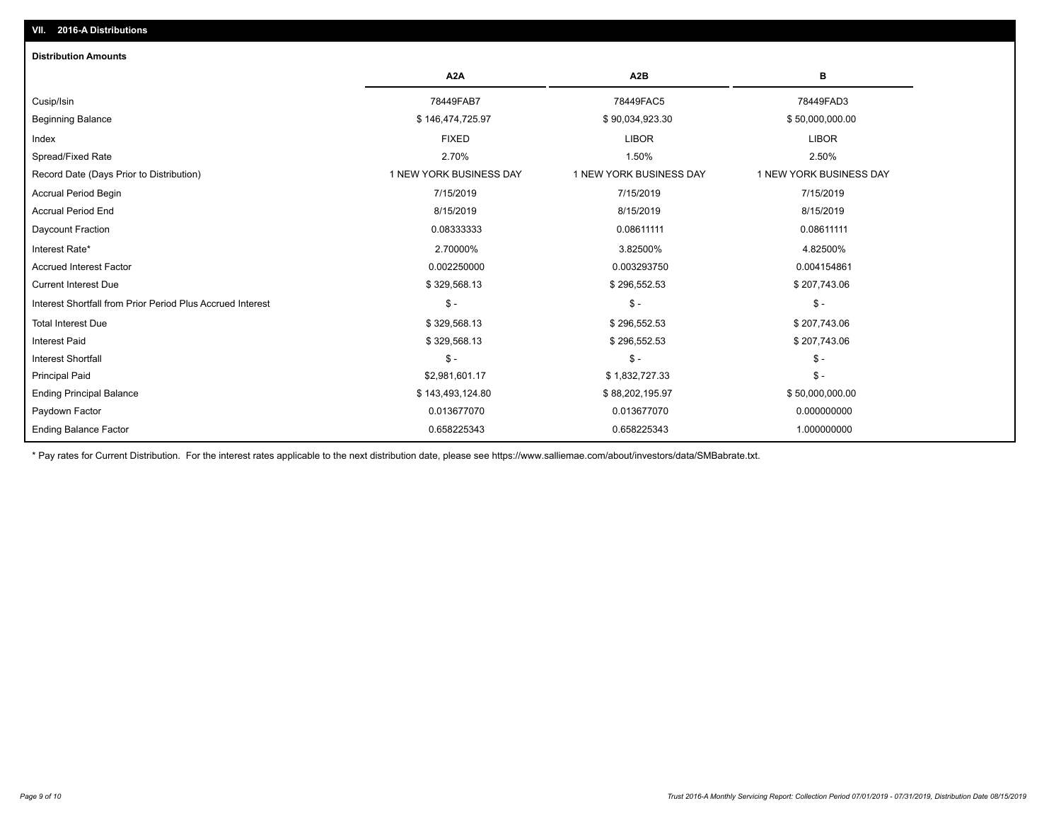## VII. 2016-A Distributions

### Distribution Amounts

| | A2A | A2B | B |
|---|---|---|---|
| Cusip/Isin | 78449FAB7 | 78449FAC5 | 78449FAD3 |
| Beginning Balance | $ 146,474,725.97 | $ 90,034,923.30 | $ 50,000,000.00 |
| Index | FIXED | LIBOR | LIBOR |
| Spread/Fixed Rate | 2.70% | 1.50% | 2.50% |
| Record Date (Days Prior to Distribution) | 1 NEW YORK BUSINESS DAY | 1 NEW YORK BUSINESS DAY | 1 NEW YORK BUSINESS DAY |
| Accrual Period Begin | 7/15/2019 | 7/15/2019 | 7/15/2019 |
| Accrual Period End | 8/15/2019 | 8/15/2019 | 8/15/2019 |
| Daycount Fraction | 0.08333333 | 0.08611111 | 0.08611111 |
| Interest Rate* | 2.70000% | 3.82500% | 4.82500% |
| Accrued Interest Factor | 0.002250000 | 0.003293750 | 0.004154861 |
| Current Interest Due | $ 329,568.13 | $ 296,552.53 | $ 207,743.06 |
| Interest Shortfall from Prior Period Plus Accrued Interest | $ - | $ - | $ - |
| Total Interest Due | $ 329,568.13 | $ 296,552.53 | $ 207,743.06 |
| Interest Paid | $ 329,568.13 | $ 296,552.53 | $ 207,743.06 |
| Interest Shortfall | $ - | $ - | $ - |
| Principal Paid | $2,981,601.17 | $ 1,832,727.33 | $ - |
| Ending Principal Balance | $ 143,493,124.80 | $ 88,202,195.97 | $ 50,000,000.00 |
| Paydown Factor | 0.013677070 | 0.013677070 | 0.000000000 |
| Ending Balance Factor | 0.658225343 | 0.658225343 | 1.000000000 |

* Pay rates for Current Distribution. For the interest rates applicable to the next distribution date, please see https://www.salliemae.com/about/investors/data/SMBabrate.txt.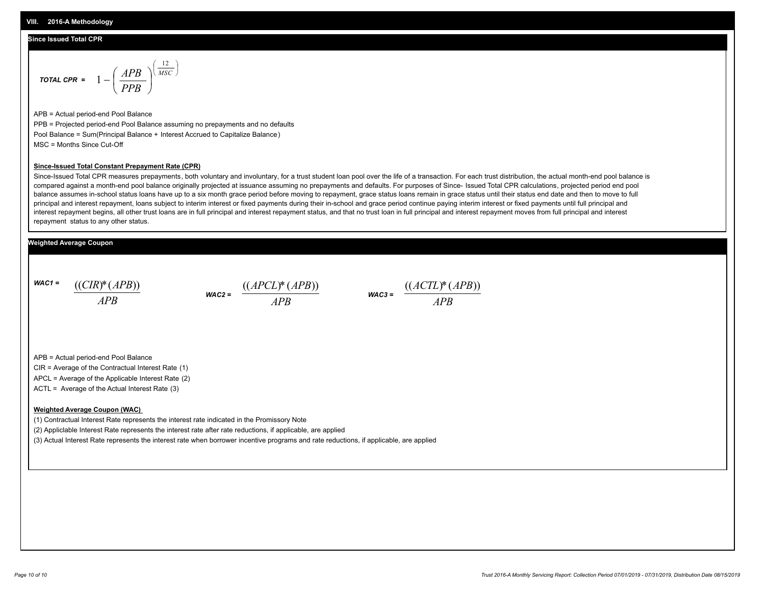# VIII. 2016-A Methodology

## Since Issued Total CPR

***TOTAL CPR =*** $$1 - \left( \frac{APB}{PPB} \right)^{\left( \frac{12}{MSC} \right)}$$

APB = Actual period-end Pool Balance

PPB = Projected period-end Pool Balance assuming no prepayments and no defaults

Pool Balance = Sum(Principal Balance + Interest Accrued to Capitalize Balance)

MSC = Months Since Cut-Off

**Since-Issued Total Constant Prepayment Rate (CPR)**

Since-Issued Total CPR measures prepayments, both voluntary and involuntary, for a trust student loan pool over the life of a transaction. For each trust distribution, the actual month-end pool balance is compared against a month-end pool balance originally projected at issuance assuming no prepayments and defaults. For purposes of Since- Issued Total CPR calculations, projected period end pool balance assumes in-school status loans have up to a six month grace period before moving to repayment, grace status loans remain in grace status until their status end date and then to move to full principal and interest repayment, loans subject to interim interest or fixed payments during their in-school and grace period continue paying interim interest or fixed payments until full principal and interest repayment begins, all other trust loans are in full principal and interest repayment status, and that no trust loan in full principal and interest repayment moves from full principal and interest repayment status to any other status.

## Weighted Average Coupon

***WAC1 =*** $$\frac{((CIR)^*(APB))}{APB}$$

***WAC2 =*** $$\frac{((APCL)^*(APB))}{APB}$$

***WAC3 =*** $$\frac{((ACTL)^*(APB))}{APB}$$

APB = Actual period-end Pool Balance

CIR = Average of the Contractual Interest Rate (1)

APCL = Average of the Applicable Interest Rate (2)

ACTL = Average of the Actual Interest Rate (3)

**Weighted Average Coupon (WAC)**

(1) Contractual Interest Rate represents the interest rate indicated in the Promissory Note

(2) Appliclable Interest Rate represents the interest rate after rate reductions, if applicable, are applied

(3) Actual Interest Rate represents the interest rate when borrower incentive programs and rate reductions, if applicable, are applied